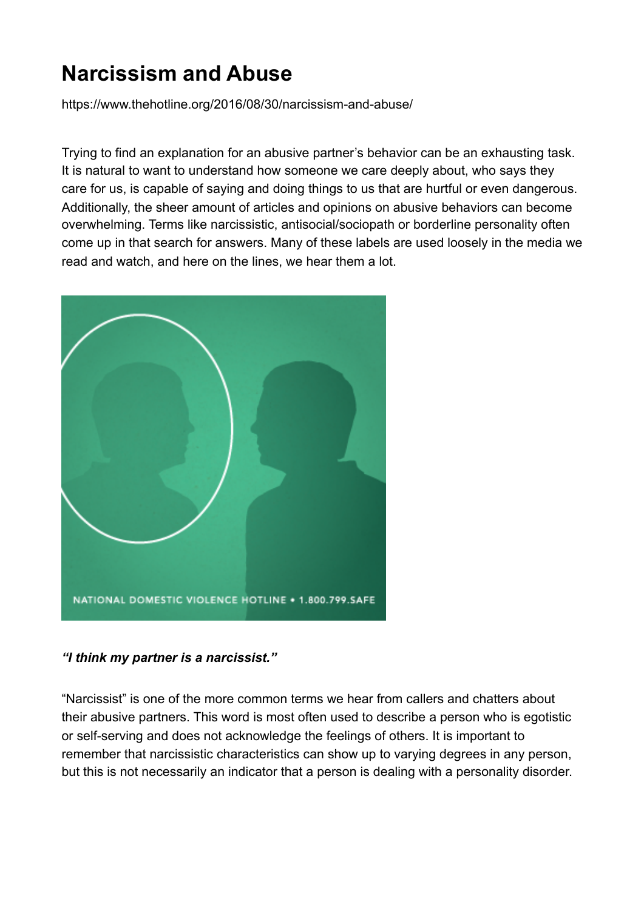# Narcissism and Abuse

https://www.thehotline.org/2016/08/30/narcissism-and-abuse/

Trying to find an explanation for an abusive partner's behavior can be an exhausting task. It is natural to want to understand how someone we care deeply about, who says they care for us, is capable of saying and doing things to us that are hurtful or even dangerous. Additionally, the sheer amount of articles and opinions on abusive behaviors can become overwhelming. Terms like narcissistic, antisocial/sociopath or borderline personality often come up in that search for answers. Many of these labels are used loosely in the media we read and watch, and here on the lines, we hear them a lot.

***"I think my partner is a narcissist."***

"Narcissist" is one of the more common terms we hear from callers and chatters about their abusive partners. This word is most often used to describe a person who is egotistic or self-serving and does not acknowledge the feelings of others. It is important to remember that narcissistic characteristics can show up to varying degrees in any person, but this is not necessarily an indicator that a person is dealing with a personality disorder.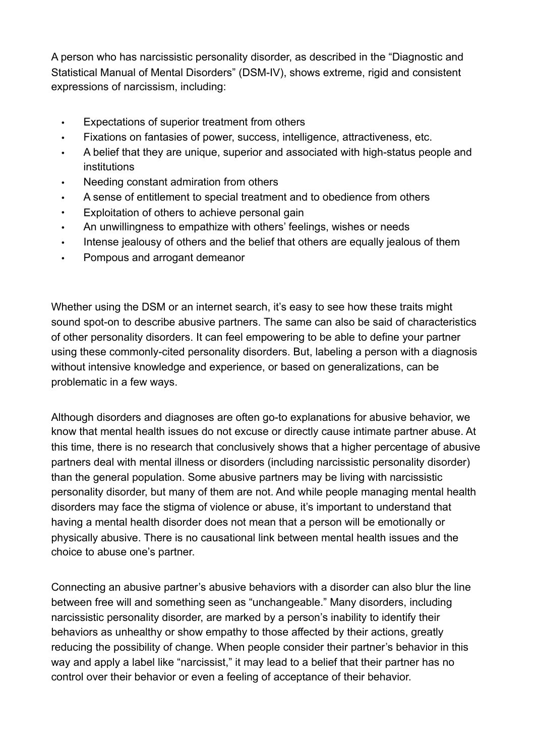A person who has narcissistic personality disorder, as described in the "Diagnostic and Statistical Manual of Mental Disorders" (DSM-IV), shows extreme, rigid and consistent expressions of narcissism, including:

- Expectations of superior treatment from others
- Fixations on fantasies of power, success, intelligence, attractiveness, etc.
- A belief that they are unique, superior and associated with high-status people and institutions
- Needing constant admiration from others
- A sense of entitlement to special treatment and to obedience from others
- Exploitation of others to achieve personal gain
- An unwillingness to empathize with others' feelings, wishes or needs
- Intense jealousy of others and the belief that others are equally jealous of them
- Pompous and arrogant demeanor

Whether using the DSM or an internet search, it's easy to see how these traits might sound spot-on to describe abusive partners. The same can also be said of characteristics of other personality disorders. It can feel empowering to be able to define your partner using these commonly-cited personality disorders. But, labeling a person with a diagnosis without intensive knowledge and experience, or based on generalizations, can be problematic in a few ways.

Although disorders and diagnoses are often go-to explanations for abusive behavior, we know that mental health issues do not excuse or directly cause intimate partner abuse. At this time, there is no research that conclusively shows that a higher percentage of abusive partners deal with mental illness or disorders (including narcissistic personality disorder) than the general population. Some abusive partners may be living with narcissistic personality disorder, but many of them are not. And while people managing mental health disorders may face the stigma of violence or abuse, it's important to understand that having a mental health disorder does not mean that a person will be emotionally or physically abusive. There is no causational link between mental health issues and the choice to abuse one's partner.

Connecting an abusive partner's abusive behaviors with a disorder can also blur the line between free will and something seen as "unchangeable." Many disorders, including narcissistic personality disorder, are marked by a person's inability to identify their behaviors as unhealthy or show empathy to those affected by their actions, greatly reducing the possibility of change. When people consider their partner's behavior in this way and apply a label like "narcissist," it may lead to a belief that their partner has no control over their behavior or even a feeling of acceptance of their behavior.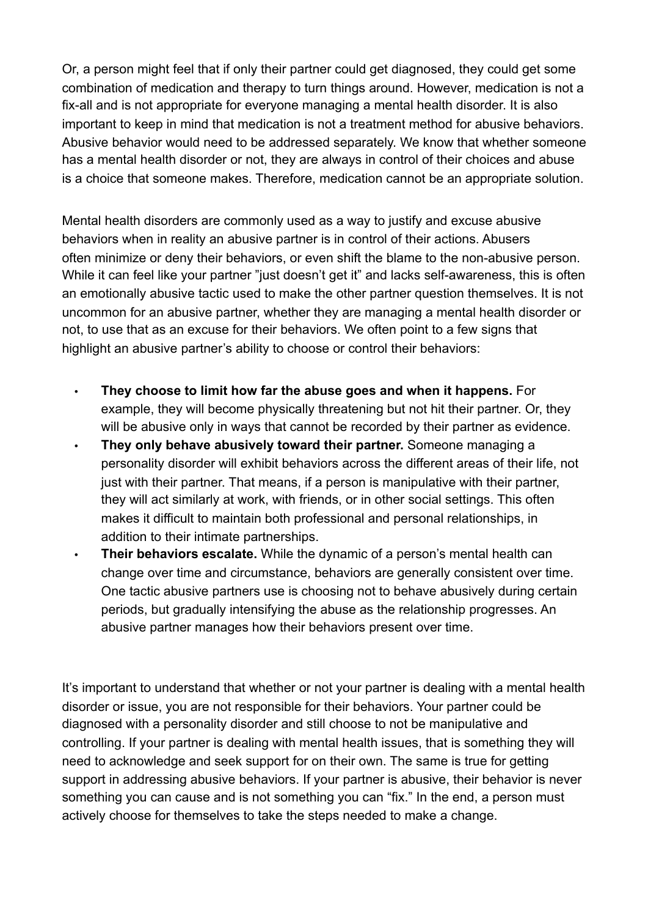Or, a person might feel that if only their partner could get diagnosed, they could get some combination of medication and therapy to turn things around. However, medication is not a fix-all and is not appropriate for everyone managing a mental health disorder. It is also important to keep in mind that medication is not a treatment method for abusive behaviors. Abusive behavior would need to be addressed separately. We know that whether someone has a mental health disorder or not, they are always in control of their choices and abuse is a choice that someone makes. Therefore, medication cannot be an appropriate solution.

Mental health disorders are commonly used as a way to justify and excuse abusive behaviors when in reality an abusive partner is in control of their actions. Abusers often minimize or deny their behaviors, or even shift the blame to the non-abusive person. While it can feel like your partner "just doesn't get it" and lacks self-awareness, this is often an emotionally abusive tactic used to make the other partner question themselves. It is not uncommon for an abusive partner, whether they are managing a mental health disorder or not, to use that as an excuse for their behaviors. We often point to a few signs that highlight an abusive partner's ability to choose or control their behaviors:

- **They choose to limit how far the abuse goes and when it happens.** For example, they will become physically threatening but not hit their partner. Or, they will be abusive only in ways that cannot be recorded by their partner as evidence.
- **They only behave abusively toward their partner.** Someone managing a personality disorder will exhibit behaviors across the different areas of their life, not just with their partner. That means, if a person is manipulative with their partner, they will act similarly at work, with friends, or in other social settings. This often makes it difficult to maintain both professional and personal relationships, in addition to their intimate partnerships.
- **Their behaviors escalate.** While the dynamic of a person's mental health can change over time and circumstance, behaviors are generally consistent over time. One tactic abusive partners use is choosing not to behave abusively during certain periods, but gradually intensifying the abuse as the relationship progresses. An abusive partner manages how their behaviors present over time.

It's important to understand that whether or not your partner is dealing with a mental health disorder or issue, you are not responsible for their behaviors. Your partner could be diagnosed with a personality disorder and still choose to not be manipulative and controlling. If your partner is dealing with mental health issues, that is something they will need to acknowledge and seek support for on their own. The same is true for getting support in addressing abusive behaviors. If your partner is abusive, their behavior is never something you can cause and is not something you can "fix." In the end, a person must actively choose for themselves to take the steps needed to make a change.